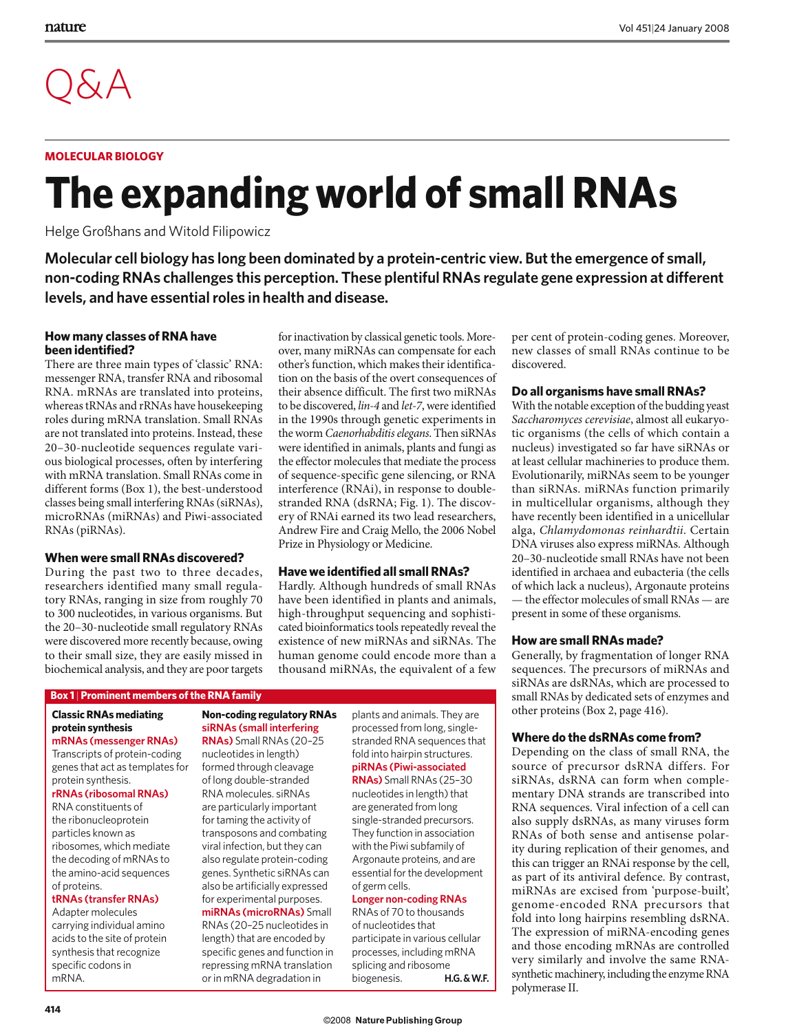# Q&A

**MOLECULAR BIOLOGY**

# The expanding world of small RNAs

Helge Großhans and Witold Filipowicz

**Molecular cell biology has long been dominated by a protein-centric view. But the emergence of small, non-coding RNAs challenges this perception. These plentiful RNAs regulate gene expression at different levels, and have essential roles in health and disease.**

### How many classes of RNA have been identified?

There are three main types of 'classic' RNA: messenger RNA, transfer RNA and ribosomal RNA. mRNAs are translated into proteins, whereas tRNAs and rRNAs have housekeeping roles during mRNA translation. Small RNAs are not translated into proteins. Instead, these 20–30-nucleotide sequences regulate various biological processes, often by interfering with mRNA translation. Small RNAs come in different forms (Box 1), the best-understood classes being small interfering RNAs (siRNAs), microRNAs (miRNAs) and Piwi-associated RNAs (piRNAs).

### When were small RNAs discovered?

During the past two to three decades, researchers identified many small regulatory RNAs, ranging in size from roughly 70 to 300 nucleotides, in various organisms. But the 20–30-nucleotide small regulatory RNAs were discovered more recently because, owing to their small size, they are easily missed in biochemical analysis, and they are poor targets for inactivation by classical genetic tools. Moreover, many miRNAs can compensate for each other's function, which makes their identification on the basis of the overt consequences of their absence difficult. The first two miRNAs to be discovered, *lin-4* and *let-7*, were identified in the 1990s through genetic experiments in the worm *Caenorhabditis elegans*. Then siRNAs were identified in animals, plants and fungi as the effector molecules that mediate the process of sequence-specific gene silencing, or RNA interference (RNAi), in response to double-stranded RNA (dsRNA; Fig. 1). The discovery of RNAi earned its two lead researchers, Andrew Fire and Craig Mello, the 2006 Nobel Prize in Physiology or Medicine.

### Have we identified all small RNAs?

Hardly. Although hundreds of small RNAs have been identified in plants and animals, high-throughput sequencing and sophisticated bioinformatics tools repeatedly reveal the existence of new miRNAs and siRNAs. The human genome could encode more than a thousand miRNAs, the equivalent of a few per cent of protein-coding genes. Moreover, new classes of small RNAs continue to be discovered.

### Do all organisms have small RNAs?

With the notable exception of the budding yeast *Saccharomyces cerevisiae*, almost all eukaryotic organisms (the cells of which contain a nucleus) investigated so far have siRNAs or at least cellular machineries to produce them. Evolutionarily, miRNAs seem to be younger than siRNAs. miRNAs function primarily in multicellular organisms, although they have recently been identified in a unicellular alga, *Chlamydomonas reinhardtii*. Certain DNA viruses also express miRNAs. Although 20–30-nucleotide small RNAs have not been identified in archaea and eubacteria (the cells of which lack a nucleus), Argonaute proteins — the effector molecules of small RNAs — are present in some of these organisms.

### How are small RNAs made?

Generally, by fragmentation of longer RNA sequences. The precursors of miRNAs and siRNAs are dsRNAs, which are processed to small RNAs by dedicated sets of enzymes and other proteins (Box 2, page 416).

### Where do the dsRNAs come from?

Depending on the class of small RNA, the source of precursor dsRNA differs. For siRNAs, dsRNA can form when complementary DNA strands are transcribed into RNA sequences. Viral infection of a cell can also supply dsRNAs, as many viruses form RNAs of both sense and antisense polarity during replication of their genomes, and this can trigger an RNAi response by the cell, as part of its antiviral defence. By contrast, miRNAs are excised from 'purpose-built', genome-encoded RNA precursors that fold into long hairpins resembling dsRNA. The expression of miRNA-encoding genes and those encoding mRNAs are controlled very similarly and involve the same RNA-synthetic machinery, including the enzyme RNA polymerase II.

---

**Box 1 | Prominent members of the RNA family**

**Classic RNAs mediating protein synthesis**

**mRNAs (messenger RNAs)** Transcripts of protein-coding genes that act as templates for protein synthesis.

**rRNAs (ribosomal RNAs)** RNA constituents of the ribonucleoprotein particles known as ribosomes, which mediate the decoding of mRNAs to the amino-acid sequences of proteins.

**tRNAs (transfer RNAs)** Adapter molecules carrying individual amino acids to the site of protein synthesis that recognize specific codons in mRNA.

**Non-coding regulatory RNAs**

**siRNAs (small interfering RNAs)** Small RNAs (20–25 nucleotides in length) formed through cleavage of long double-stranded RNA molecules. siRNAs are particularly important for taming the activity of transposons and combating viral infection, but they can also regulate protein-coding genes. Synthetic siRNAs can also be artificially expressed for experimental purposes.

**miRNAs (microRNAs)** Small RNAs (20–25 nucleotides in length) that are encoded by specific genes and function in repressing mRNA translation or in mRNA degradation in plants and animals. They are processed from long, single-stranded RNA sequences that fold into hairpin structures.

**piRNAs (Piwi-associated RNAs)** Small RNAs (25–30 nucleotides in length) that are generated from long single-stranded precursors. They function in association with the Piwi subfamily of Argonaute proteins, and are essential for the development of germ cells.

**Longer non-coding RNAs** RNAs of 70 to thousands of nucleotides that participate in various cellular processes, including mRNA splicing and ribosome biogenesis.

**H.G. & W.F.**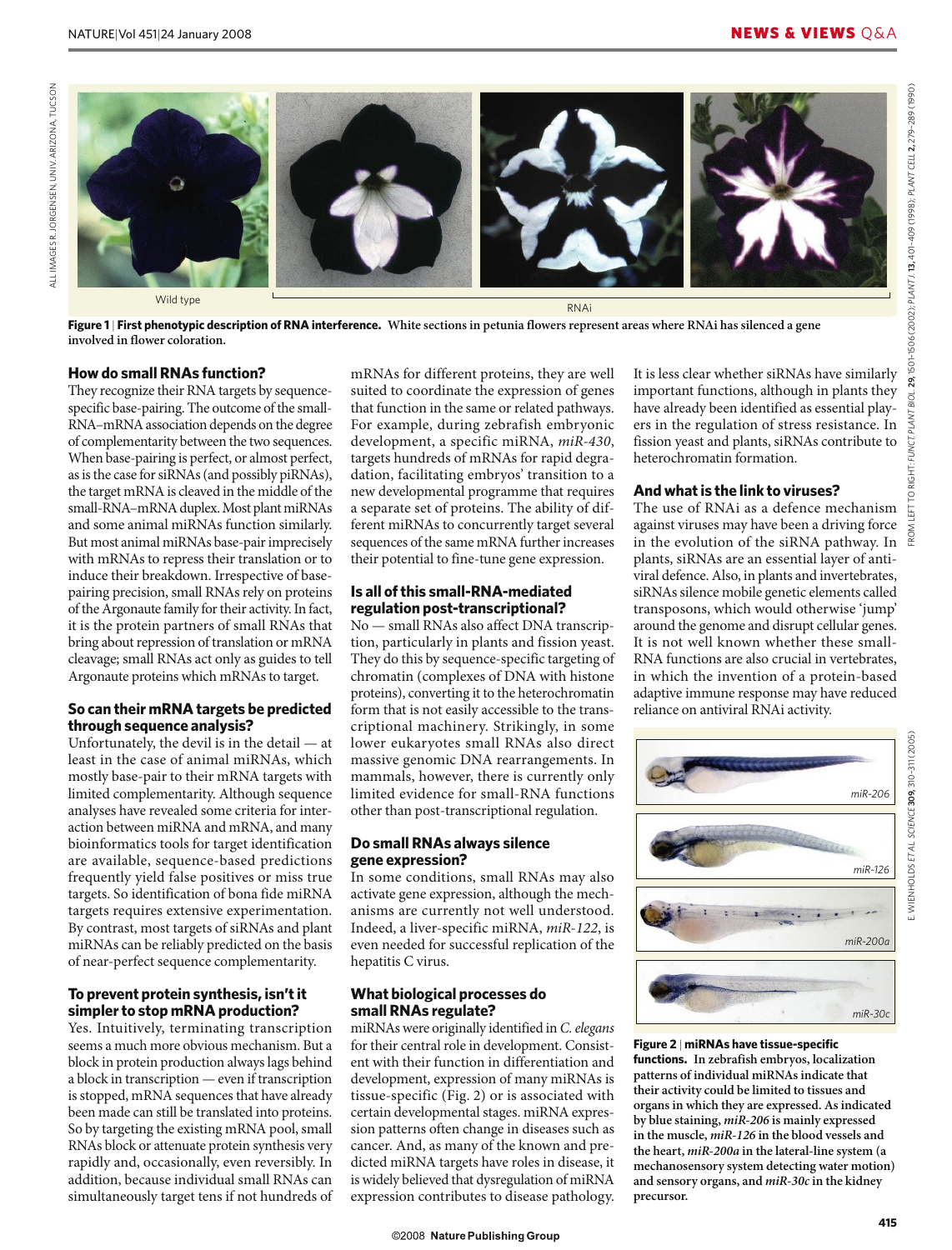Wild type

RNAi

**Figure 1 | First phenotypic description of RNA interference.** White sections in petunia flowers represent areas where RNAi has silenced a gene involved in flower coloration.

### How do small RNAs function?

They recognize their RNA targets by sequence-specific base-pairing. The outcome of the small-RNA–mRNA association depends on the degree of complementarity between the two sequences. When base-pairing is perfect, or almost perfect, as is the case for siRNAs (and possibly piRNAs), the target mRNA is cleaved in the middle of the small-RNA–mRNA duplex. Most plant miRNAs and some animal miRNAs function similarly. But most animal miRNAs base-pair imprecisely with mRNAs to repress their translation or to induce their breakdown. Irrespective of base-pairing precision, small RNAs rely on proteins of the Argonaute family for their activity. In fact, it is the protein partners of small RNAs that bring about repression of translation or mRNA cleavage; small RNAs act only as guides to tell Argonaute proteins which mRNAs to target.

### So can their mRNA targets be predicted through sequence analysis?

Unfortunately, the devil is in the detail — at least in the case of animal miRNAs, which mostly base-pair to their mRNA targets with limited complementarity. Although sequence analyses have revealed some criteria for interaction between miRNA and mRNA, and many bioinformatics tools for target identification are available, sequence-based predictions frequently yield false positives or miss true targets. So identification of bona fide miRNA targets requires extensive experimentation. By contrast, most targets of siRNAs and plant miRNAs can be reliably predicted on the basis of near-perfect sequence complementarity.

### To prevent protein synthesis, isn't it simpler to stop mRNA production?

Yes. Intuitively, terminating transcription seems a much more obvious mechanism. But a block in protein production always lags behind a block in transcription — even if transcription is stopped, mRNA sequences that have already been made can still be translated into proteins. So by targeting the existing mRNA pool, small RNAs block or attenuate protein synthesis very rapidly and, occasionally, even reversibly. In addition, because individual small RNAs can simultaneously target tens if not hundreds of mRNAs for different proteins, they are well suited to coordinate the expression of genes that function in the same or related pathways. For example, during zebrafish embryonic development, a specific miRNA, *miR-430*, targets hundreds of mRNAs for rapid degradation, facilitating embryos' transition to a new developmental programme that requires a separate set of proteins. The ability of different miRNAs to concurrently target several sequences of the same mRNA further increases their potential to fine-tune gene expression.

### Is all of this small-RNA-mediated regulation post-transcriptional?

No — small RNAs also affect DNA transcription, particularly in plants and fission yeast. They do this by sequence-specific targeting of chromatin (complexes of DNA with histone proteins), converting it to the heterochromatin form that is not easily accessible to the transcriptional machinery. Strikingly, in some lower eukaryotes small RNAs also direct massive genomic DNA rearrangements. In mammals, however, there is currently only limited evidence for small-RNA functions other than post-transcriptional regulation.

### Do small RNAs always silence gene expression?

In some conditions, small RNAs may also activate gene expression, although the mechanisms are currently not well understood. Indeed, a liver-specific miRNA, *miR-122*, is even needed for successful replication of the hepatitis C virus.

### What biological processes do small RNAs regulate?

miRNAs were originally identified in *C. elegans* for their central role in development. Consistent with their function in differentiation and development, expression of many miRNAs is tissue-specific (Fig. 2) or is associated with certain developmental stages. miRNA expression patterns often change in diseases such as cancer. And, as many of the known and predicted miRNA targets have roles in disease, it is widely believed that dysregulation of miRNA expression contributes to disease pathology.

It is less clear whether siRNAs have similarly important functions, although in plants they have already been identified as essential players in the regulation of stress resistance. In fission yeast and plants, siRNAs contribute to heterochromatin formation.

### And what is the link to viruses?

The use of RNAi as a defence mechanism against viruses may have been a driving force in the evolution of the siRNA pathway. In plants, siRNAs are an essential layer of antiviral defence. Also, in plants and invertebrates, siRNAs silence mobile genetic elements called transposons, which would otherwise 'jump' around the genome and disrupt cellular genes. It is not well known whether these small-RNA functions are also crucial in vertebrates, in which the invention of a protein-based adaptive immune response may have reduced reliance on antiviral RNAi activity.

*miR-206*

*miR-126*

*miR-200a*

*miR-30c*

**Figure 2 | miRNAs have tissue-specific functions.** In zebrafish embryos, localization patterns of individual miRNAs indicate that their activity could be limited to tissues and organs in which they are expressed. As indicated by blue staining, *miR-206* is mainly expressed in the muscle, *miR-126* in the blood vessels and the heart, *miR-200a* in the lateral-line system (a mechanosensory system detecting water motion) and sensory organs, and *miR-30c* in the kidney precursor.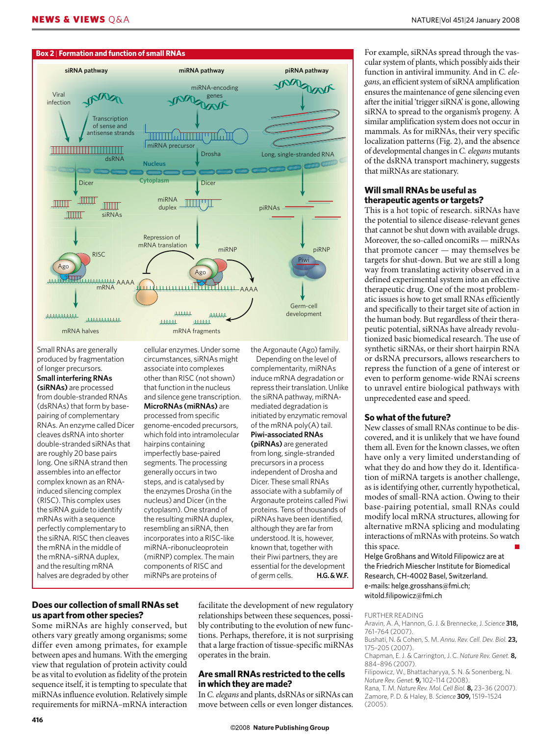## Box 2 | Formation and function of small RNAs

siRNA pathway

miRNA pathway

piRNA pathway

Viral infection

Transcription of sense and antisense strands

dsRNA

miRNA-encoding genes

miRNA precursor

Drosha

Long, single-stranded RNA

Nucleus

Cytoplasm

Dicer

siRNAs

Dicer

miRNA duplex

piRNAs

Repression of mRNA translation

RISC

Ago

mRNA

AAAA

miRNP

Ago

AAAA

piRNP

Piwi

Germ-cell development

mRNA halves

mRNA fragments

Small RNAs are generally produced by fragmentation of longer precursors.

**Small interfering RNAs (siRNAs)** are processed from double-stranded RNAs (dsRNAs) that form by base-pairing of complementary RNAs. An enzyme called Dicer cleaves dsRNA into shorter double-stranded siRNAs that are roughly 20 base pairs long. One siRNA strand then assembles into an effector complex known as an RNA-induced silencing complex (RISC). This complex uses the siRNA guide to identify mRNAs with a sequence perfectly complementary to the siRNA. RISC then cleaves the mRNA in the middle of the mRNA–siRNA duplex, and the resulting mRNA halves are degraded by other cellular enzymes. Under some circumstances, siRNAs might associate into complexes other than RISC (not shown) that function in the nucleus and silence gene transcription.

**MicroRNAs (miRNAs)** are processed from specific genome-encoded precursors, which fold into intramolecular hairpins containing imperfectly base-paired segments. The processing generally occurs in two steps, and is catalysed by the enzymes Drosha (in the nucleus) and Dicer (in the cytoplasm). One strand of the resulting miRNA duplex, resembling an siRNA, then incorporates into a RISC-like miRNA–ribonucleoprotein (miRNP) complex. The main components of RISC and miRNPs are proteins of the Argonaute (Ago) family.

Depending on the level of complementarity, miRNAs induce mRNA degradation or repress their translation. Unlike the siRNA pathway, miRNA-mediated degradation is initiated by enzymatic removal of the mRNA poly(A) tail.

**Piwi-associated RNAs (piRNAs)** are generated from long, single-stranded precursors in a process independent of Drosha and Dicer. These small RNAs associate with a subfamily of Argonaute proteins called Piwi proteins. Tens of thousands of piRNAs have been identified, although they are far from understood. It is, however, known that, together with their Piwi partners, they are essential for the development of germ cells. **H.G. & W.F.**

### Does our collection of small RNAs set us apart from other species?

Some miRNAs are highly conserved, but others vary greatly among organisms; some differ even among primates, for example between apes and humans. With the emerging view that regulation of protein activity could be as vital to evolution as fidelity of the protein sequence itself, it is tempting to speculate that miRNAs influence evolution. Relatively simple requirements for miRNA–mRNA interaction facilitate the development of new regulatory relationships between these sequences, possibly contributing to the evolution of new functions. Perhaps, therefore, it is not surprising that a large fraction of tissue-specific miRNAs operates in the brain.

### Are small RNAs restricted to the cells in which they are made?

In *C. elegans* and plants, dsRNAs or siRNAs can move between cells or even longer distances. For example, siRNAs spread through the vascular system of plants, which possibly aids their function in antiviral immunity. And in *C. elegans*, an efficient system of siRNA amplification ensures the maintenance of gene silencing even after the initial 'trigger siRNA' is gone, allowing siRNA to spread to the organism's progeny. A similar amplification system does not occur in mammals. As for miRNAs, their very specific localization patterns (Fig. 2), and the absence of developmental changes in *C. elegans* mutants of the dsRNA transport machinery, suggests that miRNAs are stationary.

### Will small RNAs be useful as therapeutic agents or targets?

This is a hot topic of research. siRNAs have the potential to silence disease-relevant genes that cannot be shut down with available drugs. Moreover, the so-called oncomiRs — miRNAs that promote cancer — may themselves be targets for shut-down. But we are still a long way from translating activity observed in a defined experimental system into an effective therapeutic drug. One of the most problematic issues is how to get small RNAs efficiently and specifically to their target site of action in the human body. But regardless of their therapeutic potential, siRNAs have already revolutionized basic biomedical research. The use of synthetic siRNAs, or their short hairpin RNA or dsRNA precursors, allows researchers to repress the function of a gene of interest or even to perform genome-wide RNAi screens to unravel entire biological pathways with unprecedented ease and speed.

### So what of the future?

New classes of small RNAs continue to be discovered, and it is unlikely that we have found them all. Even for the known classes, we often have only a very limited understanding of what they do and how they do it. Identification of miRNA targets is another challenge, as is identifying other, currently hypothetical, modes of small-RNA action. Owing to their base-pairing potential, small RNAs could modify local mRNA structures, allowing for alternative mRNA splicing and modulating interactions of mRNAs with proteins. So watch this space. ■

Helge Großhans and Witold Filipowicz are at the Friedrich Miescher Institute for Biomedical Research, CH-4002 Basel, Switzerland.
e-mails: helge.grosshans@fmi.ch; witold.filipowicz@fmi.ch

FURTHER READING

Aravin, A. A., Hannon, G. J. & Brennecke, J. *Science* **318,** 761–764 (2007).

Bushati, N. & Cohen, S. M. *Annu. Rev. Cell. Dev. Biol.* **23,** 175–205 (2007).

Chapman, E. J. & Carrington, J. C. *Nature Rev. Genet.* **8,** 884–896 (2007).

Filipowicz, W., Bhattacharyya, S. N. & Sonenberg, N. *Nature Rev. Genet.* **9,** 102–114 (2008).

Rana, T. M. *Nature Rev. Mol. Cell Biol.* **8,** 23–36 (2007).

Zamore, P. D. & Haley, B. *Science* **309,** 1519–1524 (2005).